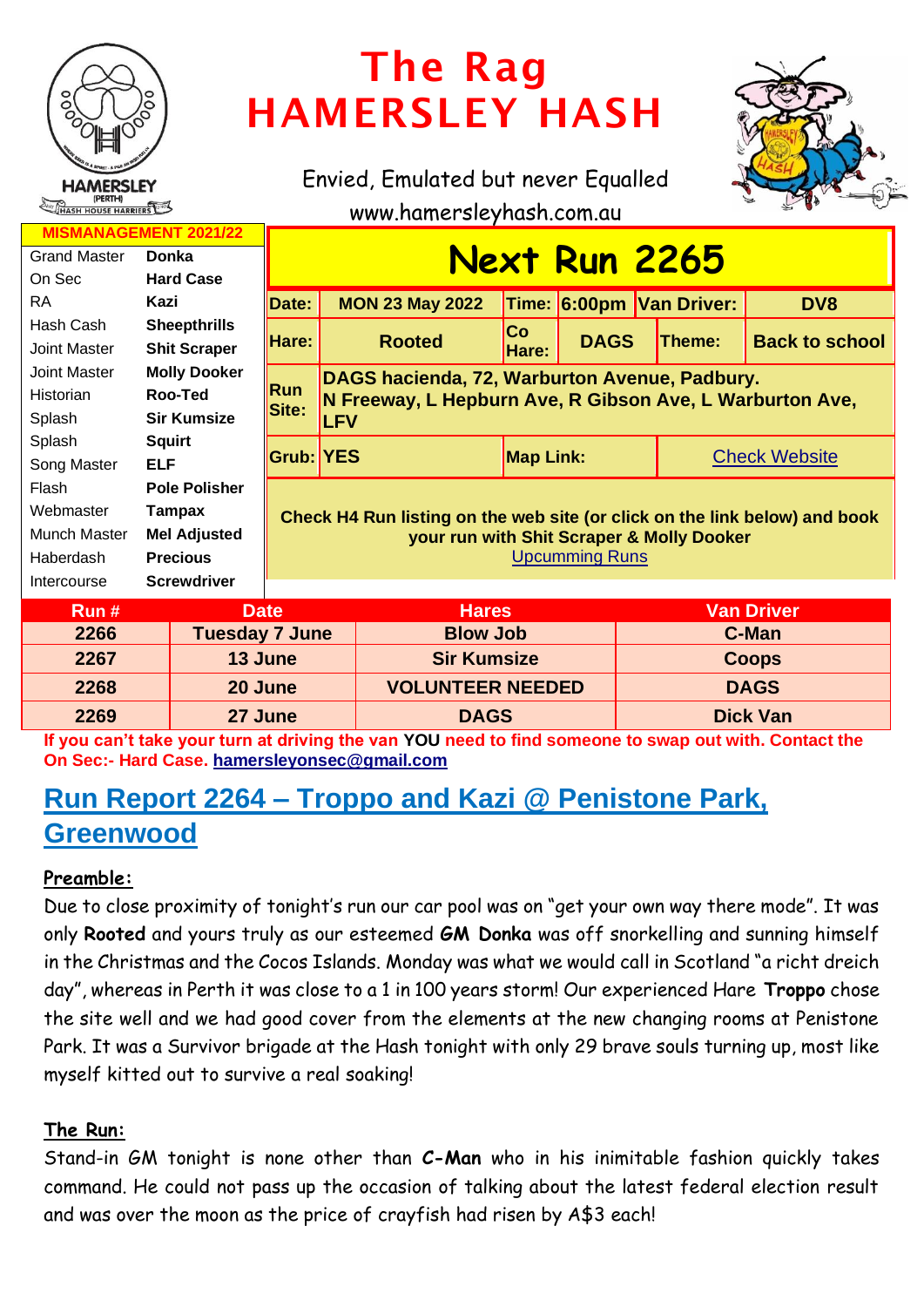# The Rag
# HAMERSLEY HASH

Envied, Emulated but never Equalled

www.hamersleyhash.com.au

| MISMANAGEMENT 2021/22 | |
|---|---|
| Grand Master | **Donka** |
| On Sec | **Hard Case** |
| RA | **Kazi** |
| Hash Cash | **Sheepthrills** |
| Joint Master | **Shit Scraper** |
| Joint Master | **Molly Dooker** |
| Historian | **Roo-Ted** |
| Splash | **Sir Kumsize** |
| Splash | **Squirt** |
| Song Master | **ELF** |
| Flash | **Pole Polisher** |
| Webmaster | **Tampax** |
| Munch Master | **Mel Adjusted** |
| Haberdash | **Precious** |
| Intercourse | **Screwdriver** |

## Next Run 2265

| | | | | | |
|---|---|---|---|---|---|
| **Date:** | **MON 23 May 2022** | **Time:** | **6:00pm** | **Van Driver:** | **DV8** |
| **Hare:** | **Rooted** | **Co Hare:** | **DAGS** | **Theme:** | **Back to school** |
| **Run Site:** | **DAGS hacienda, 72, Warburton Avenue, Padbury. N Freeway, L Hepburn Ave, R Gibson Ave, L Warburton Ave, LFV** | | | | |
| **Grub:** | **YES** | **Map Link:** | | Check Website | |

**Check H4 Run listing on the web site (or click on the link below) and book your run with Shit Scraper & Molly Dooker**
Upcumming Runs

| Run # | Date | Hares | Van Driver |
|---|---|---|---|
| 2266 | Tuesday 7 June | Blow Job | C-Man |
| 2267 | 13 June | Sir Kumsize | Coops |
| 2268 | 20 June | VOLUNTEER NEEDED | DAGS |
| 2269 | 27 June | DAGS | Dick Van |

**If you can't take your turn at driving the van YOU need to find someone to swap out with. Contact the On Sec:- Hard Case. hamersleyonsec@gmail.com**

## Run Report 2264 – Troppo and Kazi @ Penistone Park, Greenwood

**Preamble:**

Due to close proximity of tonight's run our car pool was on "get your own way there mode". It was only **Rooted** and yours truly as our esteemed **GM Donka** was off snorkelling and sunning himself in the Christmas and the Cocos Islands. Monday was what we would call in Scotland "a richt dreich day", whereas in Perth it was close to a 1 in 100 years storm! Our experienced Hare **Troppo** chose the site well and we had good cover from the elements at the new changing rooms at Penistone Park. It was a Survivor brigade at the Hash tonight with only 29 brave souls turning up, most like myself kitted out to survive a real soaking!

**The Run:**

Stand-in GM tonight is none other than **C-Man** who in his inimitable fashion quickly takes command. He could not pass up the occasion of talking about the latest federal election result and was over the moon as the price of crayfish had risen by A$3 each!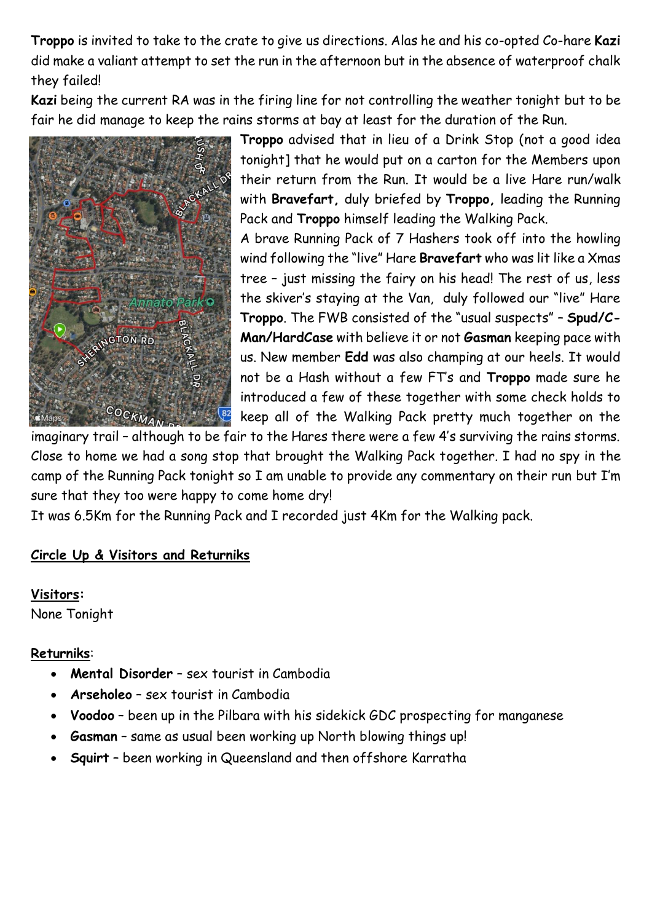**Troppo** is invited to take to the crate to give us directions. Alas he and his co-opted Co-hare **Kazi** did make a valiant attempt to set the run in the afternoon but in the absence of waterproof chalk they failed!

**Kazi** being the current RA was in the firing line for not controlling the weather tonight but to be fair he did manage to keep the rains storms at bay at least for the duration of the Run.

**Troppo** advised that in lieu of a Drink Stop (not a good idea tonight] that he would put on a carton for the Members upon their return from the Run. It would be a live Hare run/walk with **Bravefart,** duly briefed by **Troppo,** leading the Running Pack and **Troppo** himself leading the Walking Pack.

A brave Running Pack of 7 Hashers took off into the howling wind following the "live" Hare **Bravefart** who was lit like a Xmas tree – just missing the fairy on his head! The rest of us, less the skiver's staying at the Van, duly followed our "live" Hare **Troppo**. The FWB consisted of the "usual suspects" – **Spud/C-Man/HardCase** with believe it or not **Gasman** keeping pace with us. New member **Edd** was also champing at our heels. It would not be a Hash without a few FT's and **Troppo** made sure he introduced a few of these together with some check holds to keep all of the Walking Pack pretty much together on the imaginary trail – although to be fair to the Hares there were a few 4's surviving the rains storms. Close to home we had a song stop that brought the Walking Pack together. I had no spy in the camp of the Running Pack tonight so I am unable to provide any commentary on their run but I'm sure that they too were happy to come home dry!

It was 6.5Km for the Running Pack and I recorded just 4Km for the Walking pack.

## Circle Up & Visitors and Returniks

**Visitors:**
None Tonight

**Returniks**:

- **Mental Disorder** – sex tourist in Cambodia
- **Arseholeo** – sex tourist in Cambodia
- **Voodoo** – been up in the Pilbara with his sidekick GDC prospecting for manganese
- **Gasman** – same as usual been working up North blowing things up!
- **Squirt** – been working in Queensland and then offshore Karratha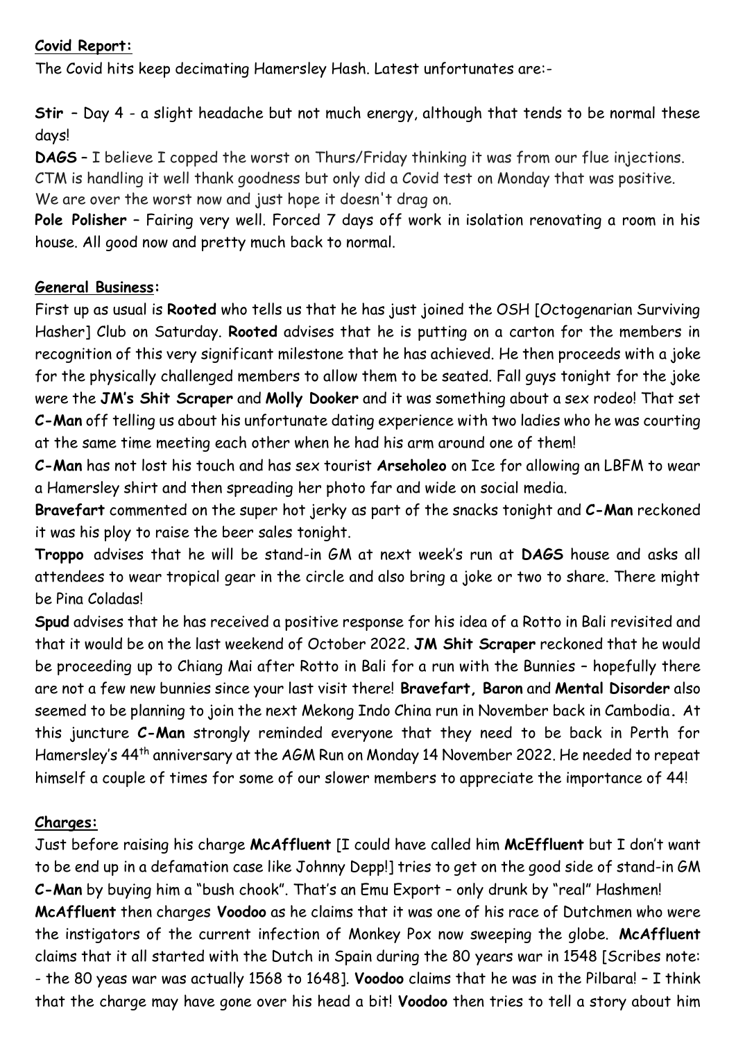**Covid Report:**

The Covid hits keep decimating Hamersley Hash. Latest unfortunates are:-

**Stir** – Day 4 - a slight headache but not much energy, although that tends to be normal these days!

**DAGS** – I believe I copped the worst on Thurs/Friday thinking it was from our flue injections. CTM is handling it well thank goodness but only did a Covid test on Monday that was positive. We are over the worst now and just hope it doesn't drag on.

**Pole Polisher** – Fairing very well. Forced 7 days off work in isolation renovating a room in his house. All good now and pretty much back to normal.

**General Business:**

First up as usual is **Rooted** who tells us that he has just joined the OSH [Octogenarian Surviving Hasher] Club on Saturday. **Rooted** advises that he is putting on a carton for the members in recognition of this very significant milestone that he has achieved. He then proceeds with a joke for the physically challenged members to allow them to be seated. Fall guys tonight for the joke were the **JM's Shit Scraper** and **Molly Dooker** and it was something about a sex rodeo! That set **C-Man** off telling us about his unfortunate dating experience with two ladies who he was courting at the same time meeting each other when he had his arm around one of them!

**C-Man** has not lost his touch and has sex tourist **Arseholeo** on Ice for allowing an LBFM to wear a Hamersley shirt and then spreading her photo far and wide on social media.

**Bravefart** commented on the super hot jerky as part of the snacks tonight and **C-Man** reckoned it was his ploy to raise the beer sales tonight.

**Troppo** advises that he will be stand-in GM at next week's run at **DAGS** house and asks all attendees to wear tropical gear in the circle and also bring a joke or two to share. There might be Pina Coladas!

**Spud** advises that he has received a positive response for his idea of a Rotto in Bali revisited and that it would be on the last weekend of October 2022. **JM Shit Scraper** reckoned that he would be proceeding up to Chiang Mai after Rotto in Bali for a run with the Bunnies – hopefully there are not a few new bunnies since your last visit there! **Bravefart, Baron** and **Mental Disorder** also seemed to be planning to join the next Mekong Indo China run in November back in Cambodia. At this juncture **C-Man** strongly reminded everyone that they need to be back in Perth for Hamersley's 44th anniversary at the AGM Run on Monday 14 November 2022. He needed to repeat himself a couple of times for some of our slower members to appreciate the importance of 44!

**Charges:**

Just before raising his charge **McAffluent** [I could have called him **McEffluent** but I don't want to be end up in a defamation case like Johnny Depp!] tries to get on the good side of stand-in GM **C-Man** by buying him a "bush chook". That's an Emu Export – only drunk by "real" Hashmen!

**McAffluent** then charges **Voodoo** as he claims that it was one of his race of Dutchmen who were the instigators of the current infection of Monkey Pox now sweeping the globe. **McAffluent** claims that it all started with the Dutch in Spain during the 80 years war in 1548 [Scribes note: - the 80 yeas war was actually 1568 to 1648]. **Voodoo** claims that he was in the Pilbara! – I think that the charge may have gone over his head a bit! **Voodoo** then tries to tell a story about him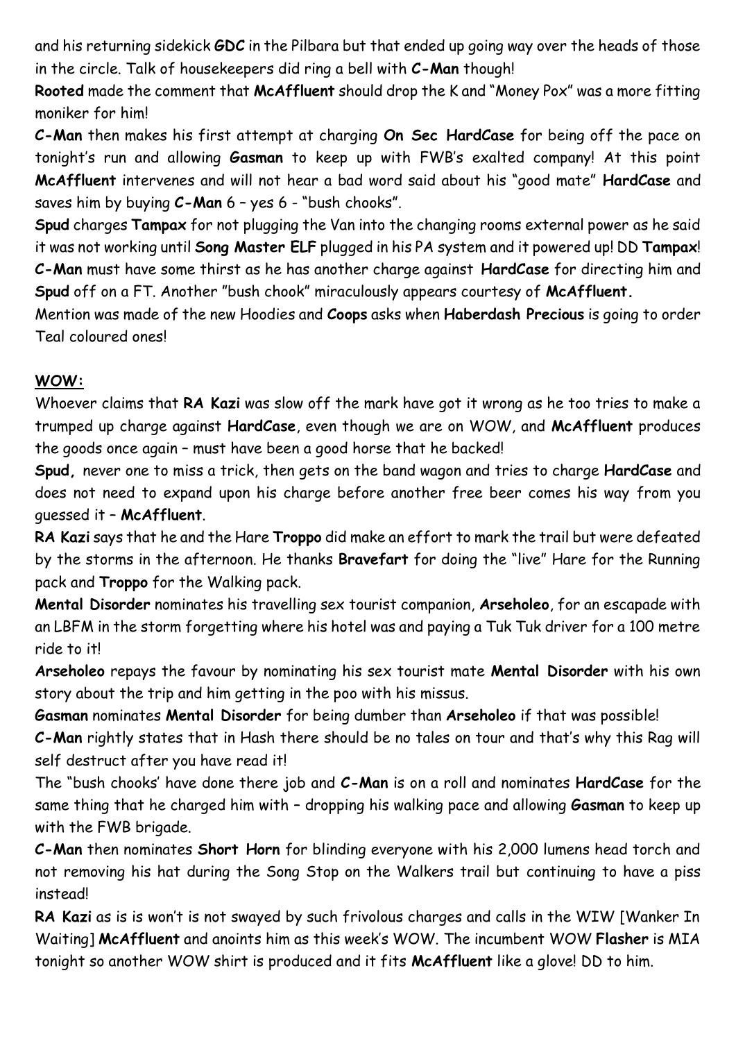and his returning sidekick **GDC** in the Pilbara but that ended up going way over the heads of those in the circle. Talk of housekeepers did ring a bell with **C-Man** though!

**Rooted** made the comment that **McAffluent** should drop the K and "Money Pox" was a more fitting moniker for him!

**C-Man** then makes his first attempt at charging **On Sec HardCase** for being off the pace on tonight's run and allowing **Gasman** to keep up with FWB's exalted company! At this point **McAffluent** intervenes and will not hear a bad word said about his "good mate" **HardCase** and saves him by buying **C-Man** 6 – yes 6 - "bush chooks".

**Spud** charges **Tampax** for not plugging the Van into the changing rooms external power as he said it was not working until **Song Master ELF** plugged in his PA system and it powered up! DD **Tampax**!

**C-Man** must have some thirst as he has another charge against **HardCase** for directing him and **Spud** off on a FT. Another "bush chook" miraculously appears courtesy of **McAffluent.**

Mention was made of the new Hoodies and **Coops** asks when **Haberdash Precious** is going to order Teal coloured ones!

**WOW:**

Whoever claims that **RA Kazi** was slow off the mark have got it wrong as he too tries to make a trumped up charge against **HardCase**, even though we are on WOW, and **McAffluent** produces the goods once again – must have been a good horse that he backed!

**Spud,** never one to miss a trick, then gets on the band wagon and tries to charge **HardCase** and does not need to expand upon his charge before another free beer comes his way from you guessed it – **McAffluent**.

**RA Kazi** says that he and the Hare **Troppo** did make an effort to mark the trail but were defeated by the storms in the afternoon. He thanks **Bravefart** for doing the "live" Hare for the Running pack and **Troppo** for the Walking pack.

**Mental Disorder** nominates his travelling sex tourist companion, **Arseholeo**, for an escapade with an LBFM in the storm forgetting where his hotel was and paying a Tuk Tuk driver for a 100 metre ride to it!

**Arseholeo** repays the favour by nominating his sex tourist mate **Mental Disorder** with his own story about the trip and him getting in the poo with his missus.

**Gasman** nominates **Mental Disorder** for being dumber than **Arseholeo** if that was possible!

**C-Man** rightly states that in Hash there should be no tales on tour and that's why this Rag will self destruct after you have read it!

The "bush chooks' have done there job and **C-Man** is on a roll and nominates **HardCase** for the same thing that he charged him with – dropping his walking pace and allowing **Gasman** to keep up with the FWB brigade.

**C-Man** then nominates **Short Horn** for blinding everyone with his 2,000 lumens head torch and not removing his hat during the Song Stop on the Walkers trail but continuing to have a piss instead!

**RA Kazi** as is is won't is not swayed by such frivolous charges and calls in the WIW [Wanker In Waiting] **McAffluent** and anoints him as this week's WOW. The incumbent WOW **Flasher** is MIA tonight so another WOW shirt is produced and it fits **McAffluent** like a glove! DD to him.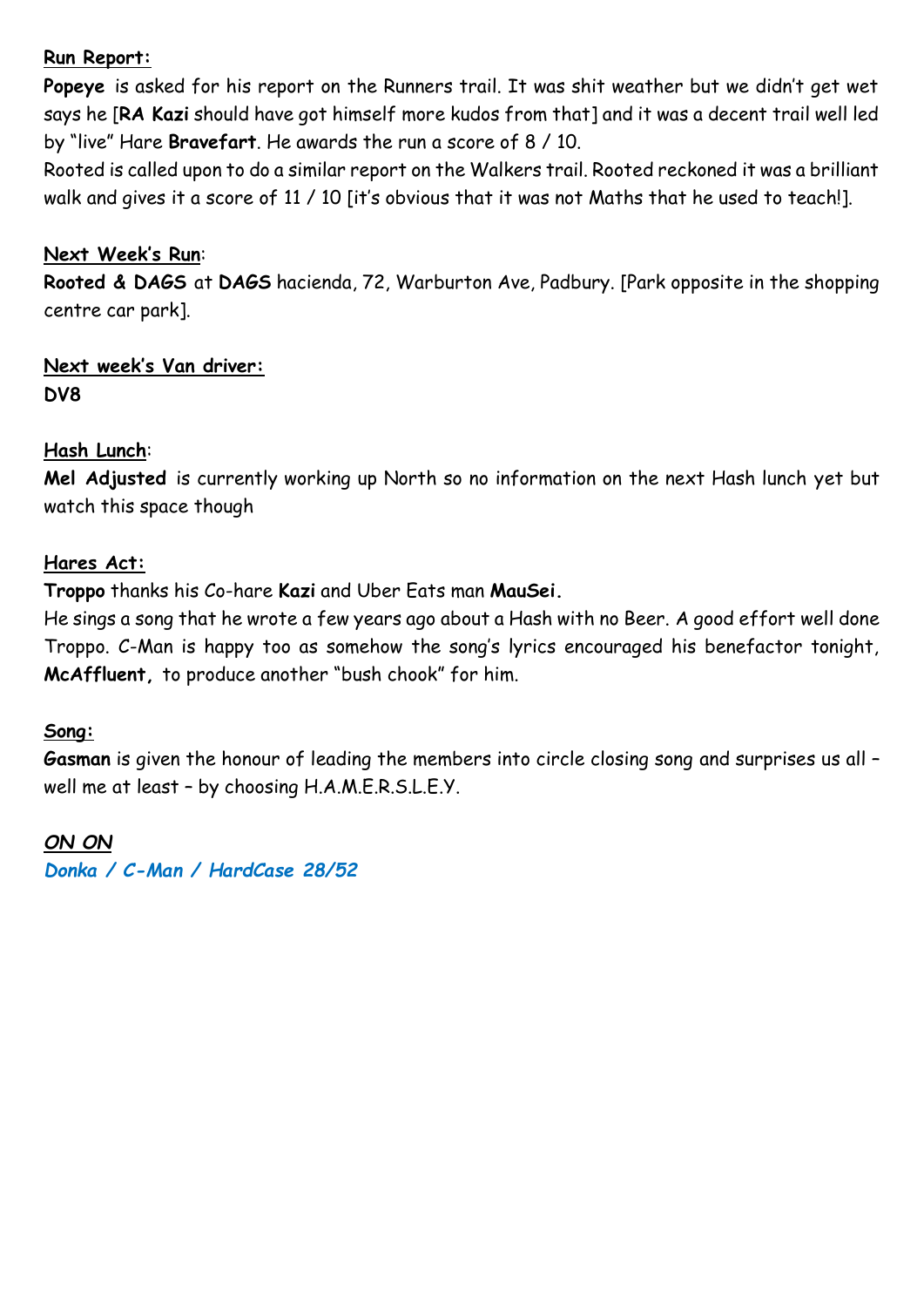**Run Report:**

**Popeye** is asked for his report on the Runners trail. It was shit weather but we didn't get wet says he [**RA Kazi** should have got himself more kudos from that] and it was a decent trail well led by "live" Hare **Bravefart**. He awards the run a score of 8 / 10.

Rooted is called upon to do a similar report on the Walkers trail. Rooted reckoned it was a brilliant walk and gives it a score of 11 / 10 [it's obvious that it was not Maths that he used to teach!].

**Next Week's Run**:

**Rooted & DAGS** at **DAGS** hacienda, 72, Warburton Ave, Padbury. [Park opposite in the shopping centre car park].

**Next week's Van driver:**

**DV8**

**Hash Lunch**:

**Mel Adjusted** is currently working up North so no information on the next Hash lunch yet but watch this space though

**Hares Act:**

**Troppo** thanks his Co-hare **Kazi** and Uber Eats man **MauSei.**

He sings a song that he wrote a few years ago about a Hash with no Beer. A good effort well done Troppo. C-Man is happy too as somehow the song's lyrics encouraged his benefactor tonight, **McAffluent,** to produce another "bush chook" for him.

**Song:**

**Gasman** is given the honour of leading the members into circle closing song and surprises us all – well me at least – by choosing H.A.M.E.R.S.L.E.Y.

***ON ON***

***Donka / C-Man / HardCase 28/52***